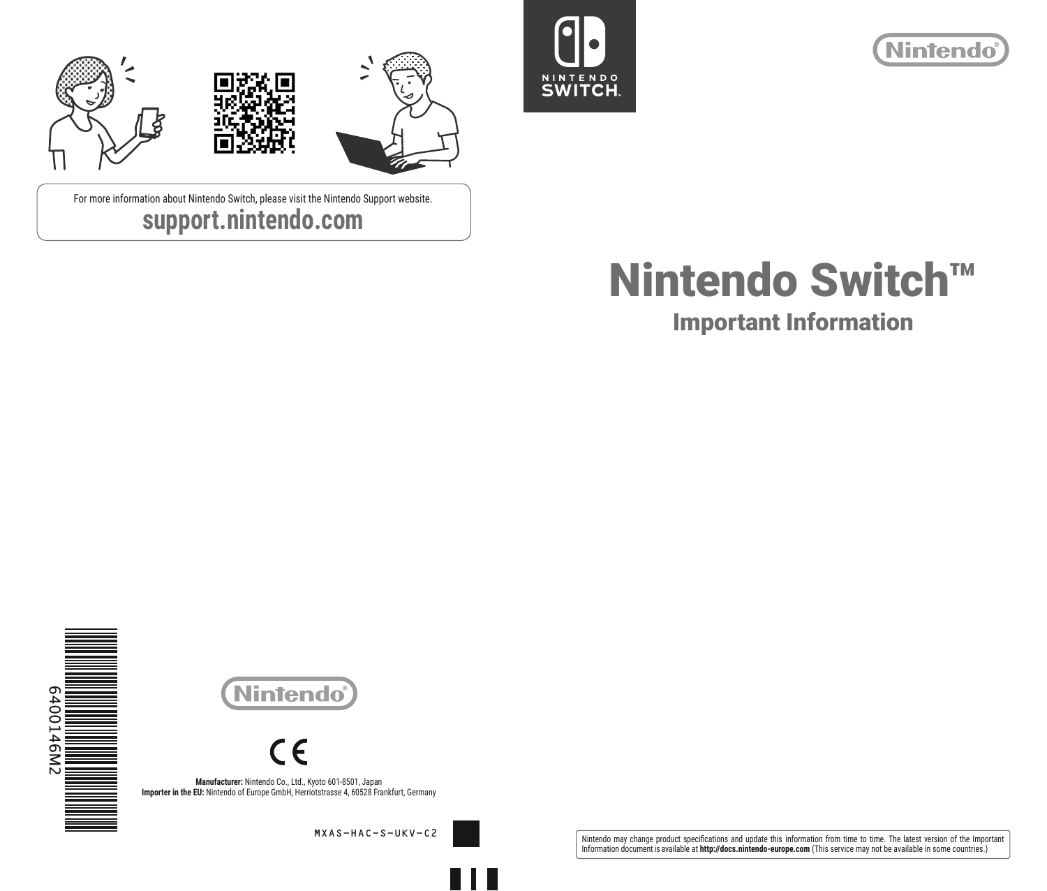# Nintendo Switch™

## Important Information

Nintendo may change product specifications and update this information from time to time. The latest version of the Important Information document is available at **http://docs.nintendo-europe.com** (This service may not be available in some countries.)

For more information about Nintendo Switch, please visit the Nintendo Support website.

**support.nintendo.com**

**Manufacturer:** Nintendo Co., Ltd., Kyoto 601-8501, Japan
**Importer in the EU:** Nintendo of Europe GmbH, Herriotstrasse 4, 60528 Frankfurt, Germany

MXAS-HAC-S-UKV-C2

6400146M2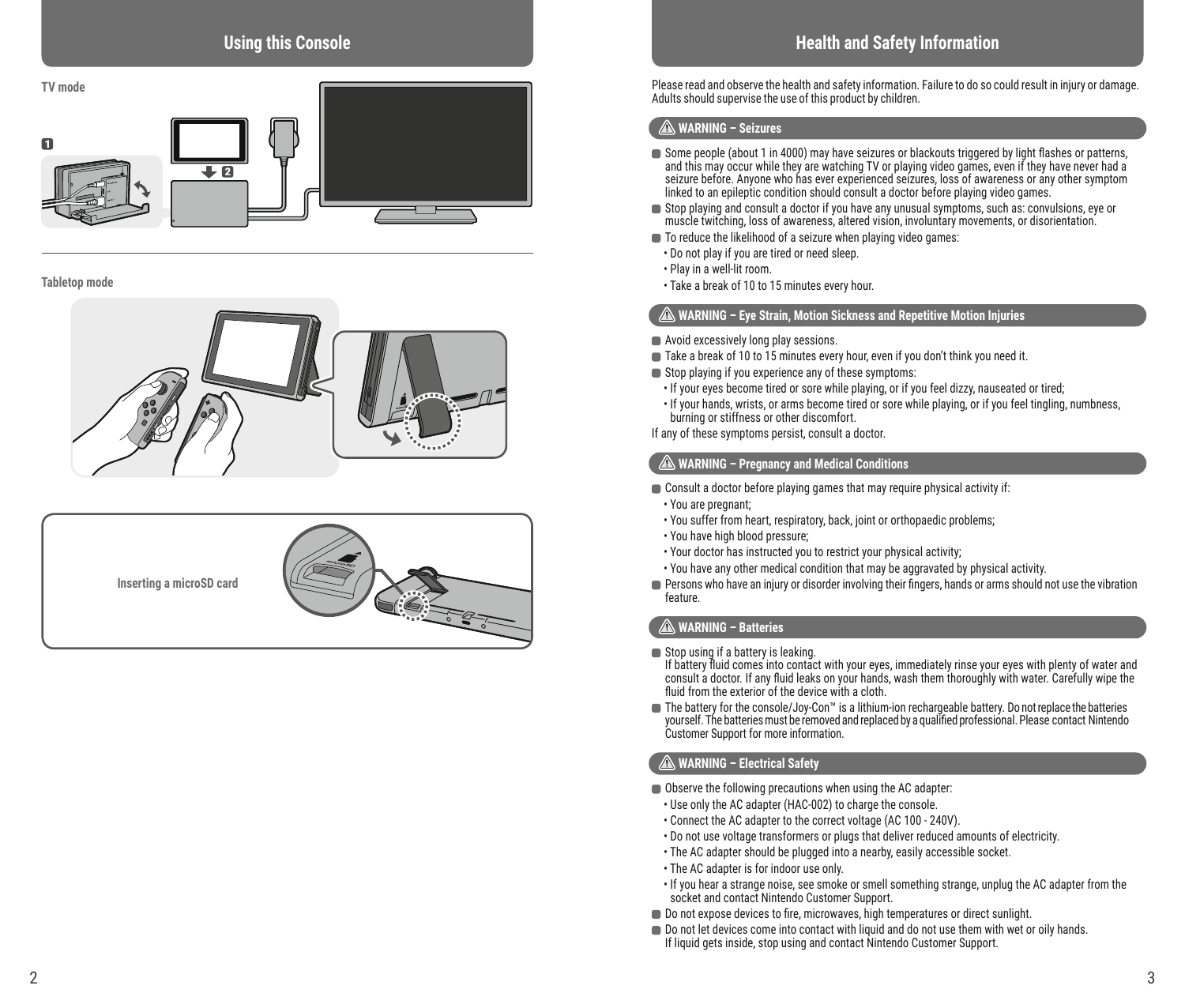## Using this Console

**TV mode**

1

2

**Tabletop mode**

**Inserting a microSD card**

## Health and Safety Information

Please read and observe the health and safety information. Failure to do so could result in injury or damage. Adults should supervise the use of this product by children.

### ⚠ WARNING – Seizures

- Some people (about 1 in 4000) may have seizures or blackouts triggered by light flashes or patterns, and this may occur while they are watching TV or playing video games, even if they have never had a seizure before. Anyone who has ever experienced seizures, loss of awareness or any other symptom linked to an epileptic condition should consult a doctor before playing video games.
- Stop playing and consult a doctor if you have any unusual symptoms, such as: convulsions, eye or muscle twitching, loss of awareness, altered vision, involuntary movements, or disorientation.
- To reduce the likelihood of a seizure when playing video games:
  - Do not play if you are tired or need sleep.
  - Play in a well-lit room.
  - Take a break of 10 to 15 minutes every hour.

### ⚠ WARNING – Eye Strain, Motion Sickness and Repetitive Motion Injuries

- Avoid excessively long play sessions.
- Take a break of 10 to 15 minutes every hour, even if you don't think you need it.
- Stop playing if you experience any of these symptoms:
  - If your eyes become tired or sore while playing, or if you feel dizzy, nauseated or tired;
  - If your hands, wrists, or arms become tired or sore while playing, or if you feel tingling, numbness, burning or stiffness or other discomfort.

If any of these symptoms persist, consult a doctor.

### ⚠ WARNING – Pregnancy and Medical Conditions

- Consult a doctor before playing games that may require physical activity if:
  - You are pregnant;
  - You suffer from heart, respiratory, back, joint or orthopaedic problems;
  - You have high blood pressure;
  - Your doctor has instructed you to restrict your physical activity;
  - You have any other medical condition that may be aggravated by physical activity.
- Persons who have an injury or disorder involving their fingers, hands or arms should not use the vibration feature.

### ⚠ WARNING – Batteries

- Stop using if a battery is leaking.
  If battery fluid comes into contact with your eyes, immediately rinse your eyes with plenty of water and consult a doctor. If any fluid leaks on your hands, wash them thoroughly with water. Carefully wipe the fluid from the exterior of the device with a cloth.
- The battery for the console/Joy-Con™ is a lithium-ion rechargeable battery. Do not replace the batteries yourself. The batteries must be removed and replaced by a qualified professional. Please contact Nintendo Customer Support for more information.

### ⚠ WARNING – Electrical Safety

- Observe the following precautions when using the AC adapter:
  - Use only the AC adapter (HAC-002) to charge the console.
  - Connect the AC adapter to the correct voltage (AC 100 - 240V).
  - Do not use voltage transformers or plugs that deliver reduced amounts of electricity.
  - The AC adapter should be plugged into a nearby, easily accessible socket.
  - The AC adapter is for indoor use only.
  - If you hear a strange noise, see smoke or smell something strange, unplug the AC adapter from the socket and contact Nintendo Customer Support.
- Do not expose devices to fire, microwaves, high temperatures or direct sunlight.
- Do not let devices come into contact with liquid and do not use them with wet or oily hands.
  If liquid gets inside, stop using and contact Nintendo Customer Support.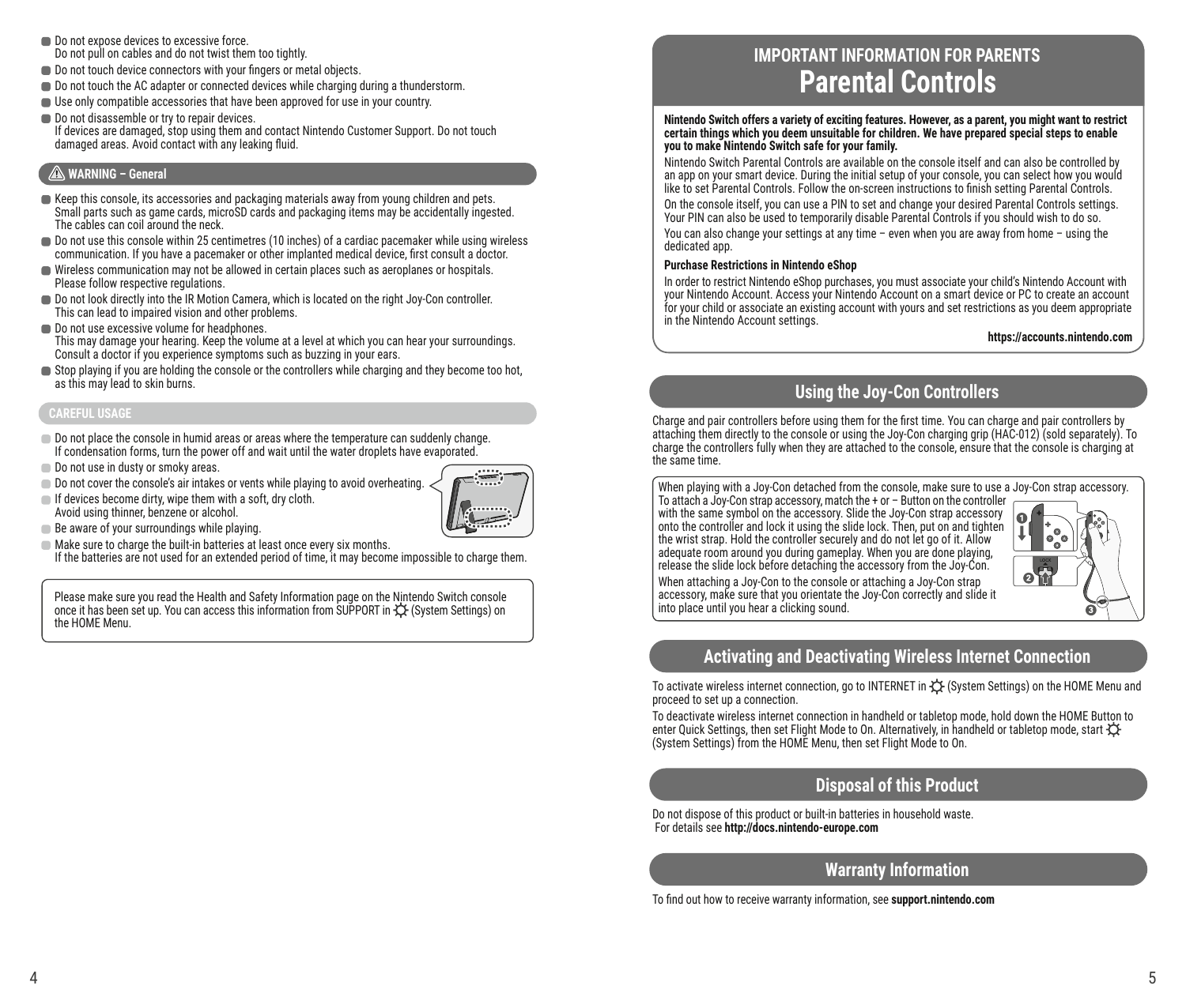- Do not expose devices to excessive force.
  Do not pull on cables and do not twist them too tightly.
- Do not touch device connectors with your fingers or metal objects.
- Do not touch the AC adapter or connected devices while charging during a thunderstorm.
- Use only compatible accessories that have been approved for use in your country.
- Do not disassemble or try to repair devices.
  If devices are damaged, stop using them and contact Nintendo Customer Support. Do not touch damaged areas. Avoid contact with any leaking fluid.

## ⚠ WARNING – General

- Keep this console, its accessories and packaging materials away from young children and pets.
  Small parts such as game cards, microSD cards and packaging items may be accidentally ingested. The cables can coil around the neck.
- Do not use this console within 25 centimetres (10 inches) of a cardiac pacemaker while using wireless communication. If you have a pacemaker or other implanted medical device, first consult a doctor.
- Wireless communication may not be allowed in certain places such as aeroplanes or hospitals. Please follow respective regulations.
- Do not look directly into the IR Motion Camera, which is located on the right Joy-Con controller. This can lead to impaired vision and other problems.
- Do not use excessive volume for headphones.
  This may damage your hearing. Keep the volume at a level at which you can hear your surroundings. Consult a doctor if you experience symptoms such as buzzing in your ears.
- Stop playing if you are holding the console or the controllers while charging and they become too hot, as this may lead to skin burns.

## CAREFUL USAGE

- Do not place the console in humid areas or areas where the temperature can suddenly change.
  If condensation forms, turn the power off and wait until the water droplets have evaporated.
- Do not use in dusty or smoky areas.
- Do not cover the console's air intakes or vents while playing to avoid overheating.
- If devices become dirty, wipe them with a soft, dry cloth.
  Avoid using thinner, benzene or alcohol.
- Be aware of your surroundings while playing.
- Make sure to charge the built-in batteries at least once every six months.
  If the batteries are not used for an extended period of time, it may become impossible to charge them.

Please make sure you read the Health and Safety Information page on the Nintendo Switch console once it has been set up. You can access this information from SUPPORT in (System Settings) on the HOME Menu.

## IMPORTANT INFORMATION FOR PARENTS
# Parental Controls

**Nintendo Switch offers a variety of exciting features. However, as a parent, you might want to restrict certain things which you deem unsuitable for children. We have prepared special steps to enable you to make Nintendo Switch safe for your family.**

Nintendo Switch Parental Controls are available on the console itself and can also be controlled by an app on your smart device. During the initial setup of your console, you can select how you would like to set Parental Controls. Follow the on-screen instructions to finish setting Parental Controls.

On the console itself, you can use a PIN to set and change your desired Parental Controls settings. Your PIN can also be used to temporarily disable Parental Controls if you should wish to do so.

You can also change your settings at any time – even when you are away from home – using the dedicated app.

**Purchase Restrictions in Nintendo eShop**

In order to restrict Nintendo eShop purchases, you must associate your child's Nintendo Account with your Nintendo Account. Access your Nintendo Account on a smart device or PC to create an account for your child or associate an existing account with yours and set restrictions as you deem appropriate in the Nintendo Account settings.

**https://accounts.nintendo.com**

## Using the Joy-Con Controllers

Charge and pair controllers before using them for the first time. You can charge and pair controllers by attaching them directly to the console or using the Joy-Con charging grip (HAC-012) (sold separately). To charge the controllers fully when they are attached to the console, ensure that the console is charging at the same time.

When playing with a Joy-Con detached from the console, make sure to use a Joy-Con strap accessory. To attach a Joy-Con strap accessory, match the + or − Button on the controller with the same symbol on the accessory. Slide the Joy-Con strap accessory onto the controller and lock it using the slide lock. Then, put on and tighten the wrist strap. Hold the controller securely and do not let go of it. Allow adequate room around you during gameplay. When you are done playing, release the slide lock before detaching the accessory from the Joy-Con.

When attaching a Joy-Con to the console or attaching a Joy-Con strap accessory, make sure that you orientate the Joy-Con correctly and slide it into place until you hear a clicking sound.

## Activating and Deactivating Wireless Internet Connection

To activate wireless internet connection, go to INTERNET in (System Settings) on the HOME Menu and proceed to set up a connection.

To deactivate wireless internet connection in handheld or tabletop mode, hold down the HOME Button to enter Quick Settings, then set Flight Mode to On. Alternatively, in handheld or tabletop mode, start (System Settings) from the HOME Menu, then set Flight Mode to On.

## Disposal of this Product

Do not dispose of this product or built-in batteries in household waste.
For details see **http://docs.nintendo-europe.com**

## Warranty Information

To find out how to receive warranty information, see **support.nintendo.com**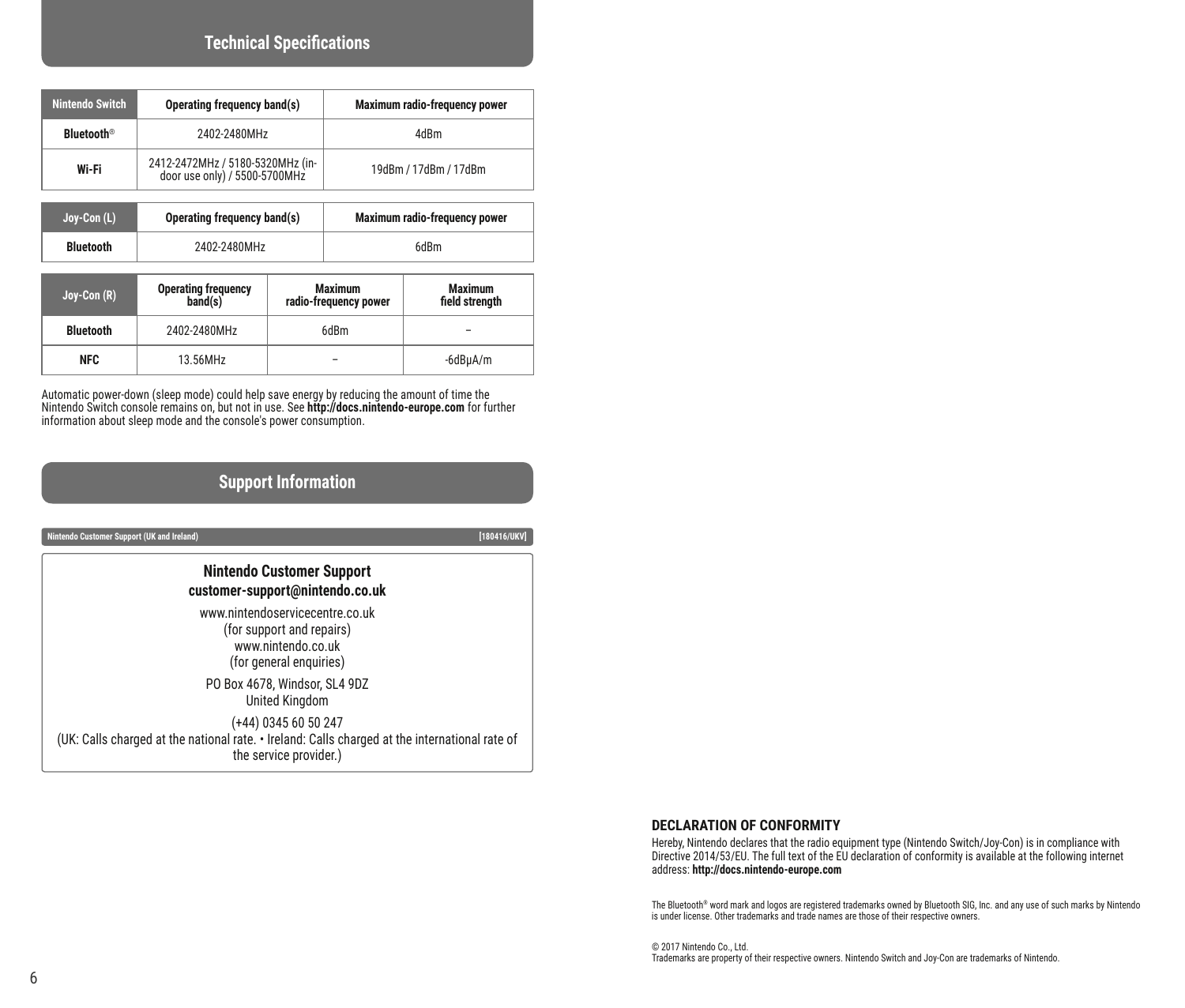## Technical Specifications

| Nintendo Switch | Operating frequency band(s) | Maximum radio-frequency power |
|---|---|---|
| **Bluetooth®** | 2402-2480MHz | 4dBm |
| **Wi-Fi** | 2412-2472MHz / 5180-5320MHz (in-door use only) / 5500-5700MHz | 19dBm / 17dBm / 17dBm |

| Joy-Con (L) | Operating frequency band(s) | Maximum radio-frequency power |
|---|---|---|
| **Bluetooth** | 2402-2480MHz | 6dBm |

| Joy-Con (R) | Operating frequency band(s) | Maximum radio-frequency power | Maximum field strength |
|---|---|---|---|
| **Bluetooth** | 2402-2480MHz | 6dBm | – |
| **NFC** | 13.56MHz | – | -6dBμA/m |

Automatic power-down (sleep mode) could help save energy by reducing the amount of time the Nintendo Switch console remains on, but not in use. See **http://docs.nintendo-europe.com** for further information about sleep mode and the console's power consumption.

## Support Information

**Nintendo Customer Support (UK and Ireland)** **[180416/UKV]**

**Nintendo Customer Support**
**customer-support@nintendo.co.uk**

www.nintendoservicecentre.co.uk
(for support and repairs)
www.nintendo.co.uk
(for general enquiries)

PO Box 4678, Windsor, SL4 9DZ
United Kingdom

(+44) 0345 60 50 247
(UK: Calls charged at the national rate. • Ireland: Calls charged at the international rate of the service provider.)

**DECLARATION OF CONFORMITY**

Hereby, Nintendo declares that the radio equipment type (Nintendo Switch/Joy-Con) is in compliance with Directive 2014/53/EU. The full text of the EU declaration of conformity is available at the following internet address: **http://docs.nintendo-europe.com**

The Bluetooth® word mark and logos are registered trademarks owned by Bluetooth SIG, Inc. and any use of such marks by Nintendo is under license. Other trademarks and trade names are those of their respective owners.

© 2017 Nintendo Co., Ltd.
Trademarks are property of their respective owners. Nintendo Switch and Joy-Con are trademarks of Nintendo.